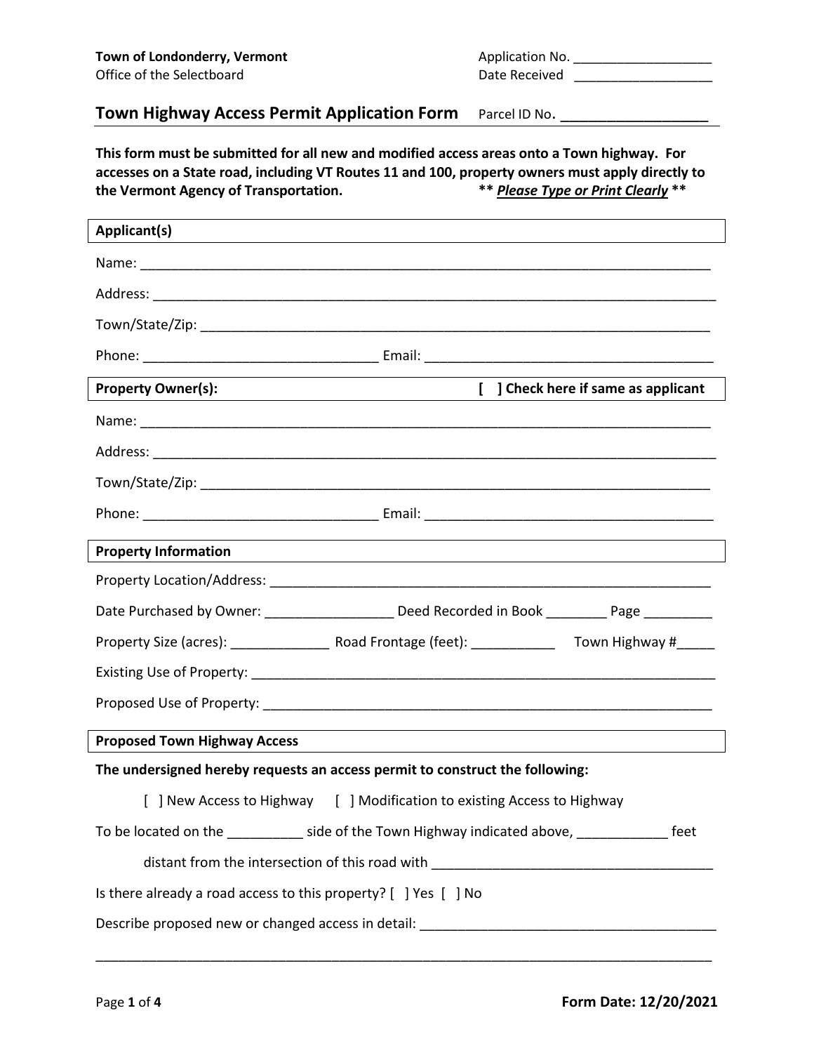**Town of Londonderry, Vermont**
Office of the Selectboard

Application No. ___________________
Date Received ___________________

## Town Highway Access Permit Application Form

Parcel ID No. ___________________

**This form must be submitted for all new and modified access areas onto a Town highway. For accesses on a State road, including VT Routes 11 and 100, property owners must apply directly to the Vermont Agency of Transportation.** ** ***Please Type or Print Clearly*** **

### Applicant(s)

Name: ______________________________________________________________________________

Address: ____________________________________________________________________________

Town/State/Zip: ______________________________________________________________________

Phone: ________________________________ Email: ________________________________________

### Property Owner(s): [ ] Check here if same as applicant

Name: ______________________________________________________________________________

Address: ____________________________________________________________________________

Town/State/Zip: ______________________________________________________________________

Phone: ________________________________ Email: ________________________________________

### Property Information

Property Location/Address: ______________________________________________________________

Date Purchased by Owner: _________________ Deed Recorded in Book ________ Page _________

Property Size (acres): _____________ Road Frontage (feet): ___________ Town Highway #_____

Existing Use of Property: ________________________________________________________________

Proposed Use of Property: _______________________________________________________________

### Proposed Town Highway Access

**The undersigned hereby requests an access permit to construct the following:**

[ ] New Access to Highway [ ] Modification to existing Access to Highway

To be located on the __________ side of the Town Highway indicated above, ____________ feet distant from the intersection of this road with ______________________________________

Is there already a road access to this property? [ ] Yes [ ] No

Describe proposed new or changed access in detail: _______________________________________

_____________________________________________________________________________________

Form Date: 12/20/2021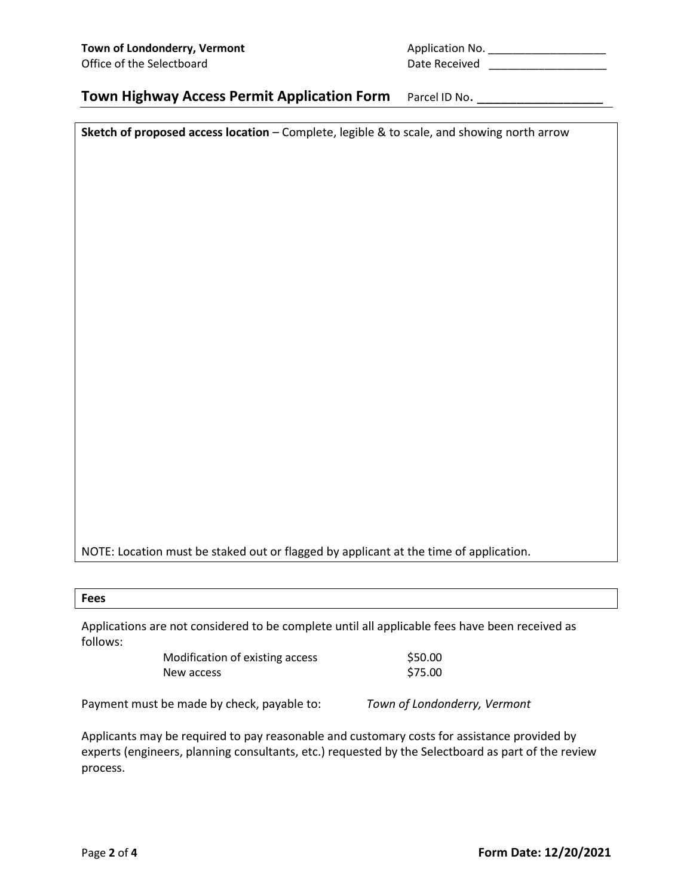**Town of Londonderry, Vermont**
Office of the Selectboard

Application No. ___________________
Date Received ___________________

## Town Highway Access Permit Application Form

Parcel ID No. ___________________

**Sketch of proposed access location** – Complete, legible & to scale, and showing north arrow

NOTE: Location must be staked out or flagged by applicant at the time of application.

**Fees**

Applications are not considered to be complete until all applicable fees have been received as follows:

| | |
|---|---|
| Modification of existing access | $50.00 |
| New access | $75.00 |

Payment must be made by check, payable to: *Town of Londonderry, Vermont*

Applicants may be required to pay reasonable and customary costs for assistance provided by experts (engineers, planning consultants, etc.) requested by the Selectboard as part of the review process.

**Form Date: 12/20/2021**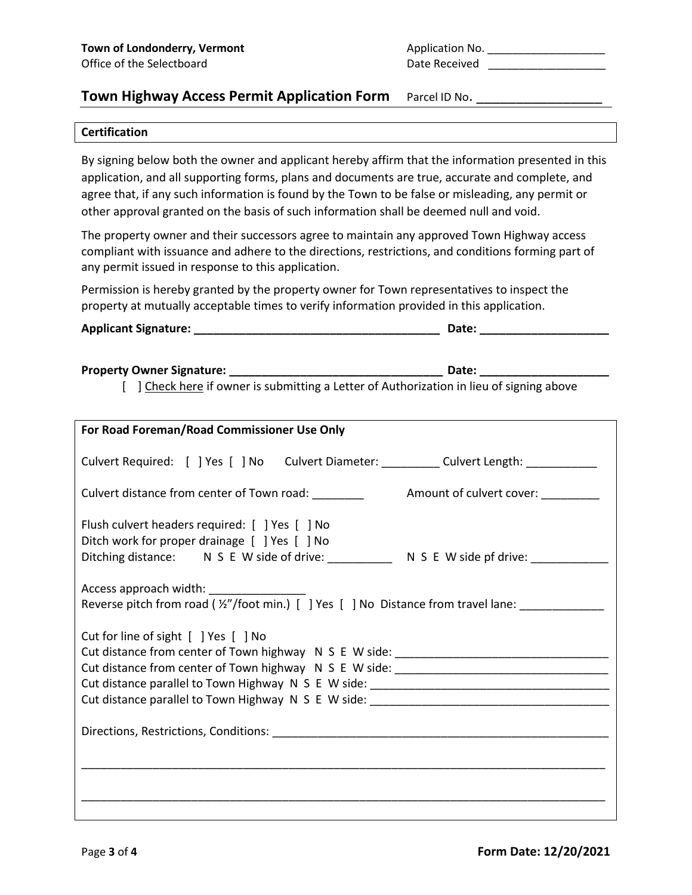**Town of Londonderry, Vermont**
Office of the Selectboard

Application No. ___________________
Date Received ___________________

## Town Highway Access Permit Application Form

Parcel ID No. ___________________

**Certification**

By signing below both the owner and applicant hereby affirm that the information presented in this application, and all supporting forms, plans and documents are true, accurate and complete, and agree that, if any such information is found by the Town to be false or misleading, any permit or other approval granted on the basis of such information shall be deemed null and void.

The property owner and their successors agree to maintain any approved Town Highway access compliant with issuance and adhere to the directions, restrictions, and conditions forming part of any permit issued in response to this application.

Permission is hereby granted by the property owner for Town representatives to inspect the property at mutually acceptable times to verify information provided in this application.

**Applicant Signature: _______________________________________ Date: ____________________**

**Property Owner Signature: _________________________________ Date: ____________________**

[ ] Check here if owner is submitting a Letter of Authorization in lieu of signing above

**For Road Foreman/Road Commissioner Use Only**

Culvert Required: [ ] Yes [ ] No Culvert Diameter: _________ Culvert Length: ___________

Culvert distance from center of Town road: ________ Amount of culvert cover: _________

Flush culvert headers required: [ ] Yes [ ] No
Ditch work for proper drainage [ ] Yes [ ] No
Ditching distance: N S E W side of drive: __________ N S E W side pf drive: ____________

Access approach width: _______________
Reverse pitch from road ( ½"/foot min.) [ ] Yes [ ] No Distance from travel lane: _____________

Cut for line of sight [ ] Yes [ ] No
Cut distance from center of Town highway N S E W side: ________________________________
Cut distance from center of Town highway N S E W side: ________________________________
Cut distance parallel to Town Highway N S E W side: ____________________________________
Cut distance parallel to Town Highway N S E W side: ____________________________________

Directions, Restrictions, Conditions: ______________________________________________________

_____________________________________________________________________________________

_____________________________________________________________________________________

**Form Date: 12/20/2021**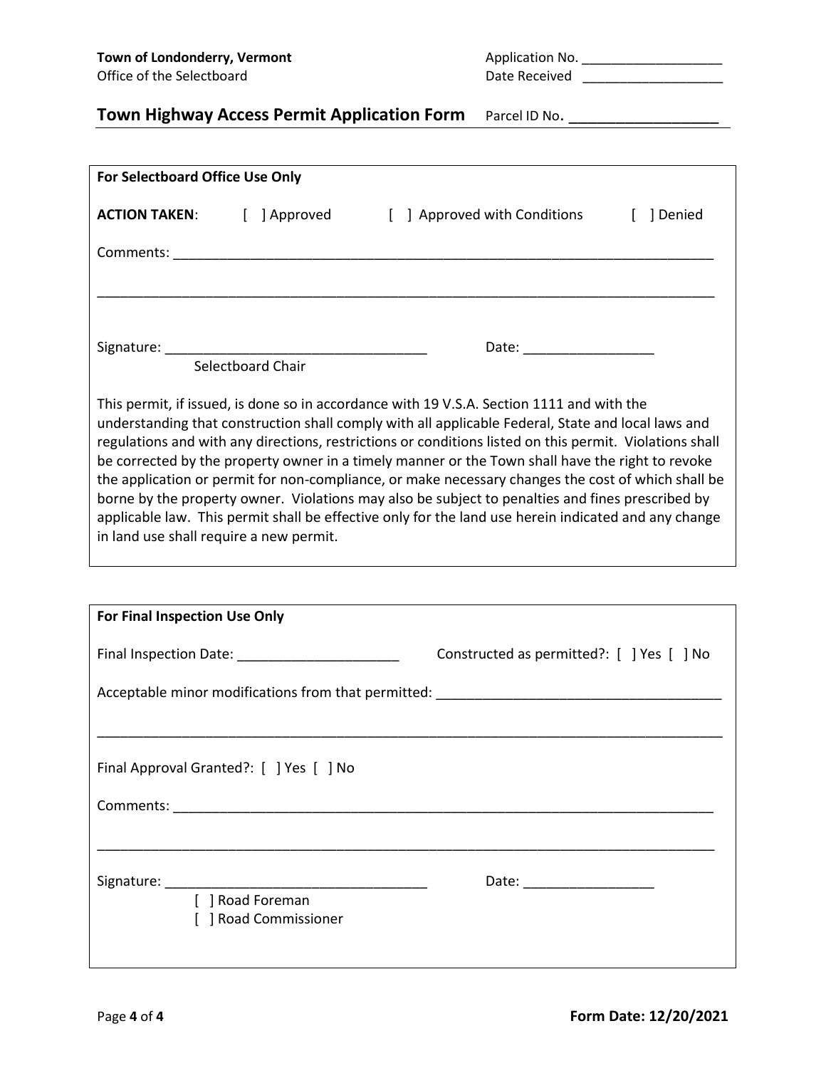**Town of Londonderry, Vermont**
Office of the Selectboard

Application No. ___________________
Date Received ___________________

## Town Highway Access Permit Application Form

Parcel ID No. ___________________

**For Selectboard Office Use Only**

**ACTION TAKEN**: [ ] Approved [ ] Approved with Conditions [ ] Denied

Comments: ___________________________________________________________________________

_____________________________________________________________________________________

Signature: __________________________________ Date: _________________
Selectboard Chair

This permit, if issued, is done so in accordance with 19 V.S.A. Section 1111 and with the understanding that construction shall comply with all applicable Federal, State and local laws and regulations and with any directions, restrictions or conditions listed on this permit. Violations shall be corrected by the property owner in a timely manner or the Town shall have the right to revoke the application or permit for non-compliance, or make necessary changes the cost of which shall be borne by the property owner. Violations may also be subject to penalties and fines prescribed by applicable law. This permit shall be effective only for the land use herein indicated and any change in land use shall require a new permit.

**For Final Inspection Use Only**

Final Inspection Date: _____________________ Constructed as permitted?: [ ] Yes [ ] No

Acceptable minor modifications from that permitted: ____________________________________

_____________________________________________________________________________________

Final Approval Granted?: [ ] Yes [ ] No

Comments: ___________________________________________________________________________

_____________________________________________________________________________________

Signature: __________________________________ Date: _________________
[ ] Road Foreman
[ ] Road Commissioner

**Form Date: 12/20/2021**